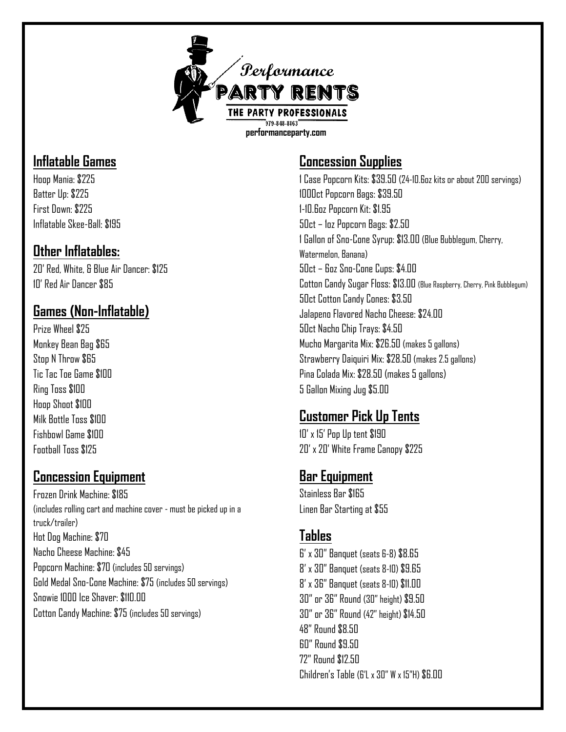Performance

PARTY RENTS

THE PARTY PROFESSIONALS

979-848-8863

performanceparty.com

## Inflatable Games

Hoop Mania: $225
Batter Up: $225
First Down: $225
Inflatable Skee-Ball: $195

## Other Inflatables:

20' Red, White, & Blue Air Dancer: $125
10' Red Air Dancer $85

## Games (Non-Inflatable)

Prize Wheel $25
Monkey Bean Bag $65
Stop N Throw $65
Tic Tac Toe Game $100
Ring Toss $100
Hoop Shoot $100
Milk Bottle Toss $100
Fishbowl Game $100
Football Toss $125

## Concession Equipment

Frozen Drink Machine: $185
(includes rolling cart and machine cover - must be picked up in a truck/trailer)
Hot Dog Machine: $70
Nacho Cheese Machine: $45
Popcorn Machine: $70 (includes 50 servings)
Gold Medal Sno-Cone Machine: $75 (includes 50 servings)
Snowie 1000 Ice Shaver: $110.00
Cotton Candy Machine: $75 (includes 50 servings)

## Concession Supplies

1 Case Popcorn Kits: $39.50 (24-10.6oz kits or about 200 servings)
1000ct Popcorn Bags: $39.50
1-10.6oz Popcorn Kit: $1.95
50ct – 1oz Popcorn Bags: $2.50
1 Gallon of Sno-Cone Syrup: $13.00 (Blue Bubblegum, Cherry, Watermelon, Banana)
50ct – 6oz Sno-Cone Cups: $4.00
Cotton Candy Sugar Floss: $13.00 (Blue Raspberry, Cherry, Pink Bubblegum)
50ct Cotton Candy Cones: $3.50
Jalapeno Flavored Nacho Cheese: $24.00
50ct Nacho Chip Trays: $4.50
Mucho Margarita Mix: $26.50 (makes 5 gallons)
Strawberry Daiquiri Mix: $28.50 (makes 2.5 gallons)
Pina Colada Mix: $28.50 (makes 5 gallons)
5 Gallon Mixing Jug $5.00

## Customer Pick Up Tents

10' x 15' Pop Up tent $190
20' x 20' White Frame Canopy $225

## Bar Equipment

Stainless Bar $165
Linen Bar Starting at $55

## Tables

6' x 30" Banquet (seats 6-8) $8.65
8' x 30" Banquet (seats 8-10) $9.65
8' x 36" Banquet (seats 8-10) $11.00
30" or 36" Round (30" height) $9.50
30" or 36" Round (42" height) $14.50
48" Round $8.50
60" Round $9.50
72" Round $12.50
Children's Table (6'L x 30" W x 15"H) $6.00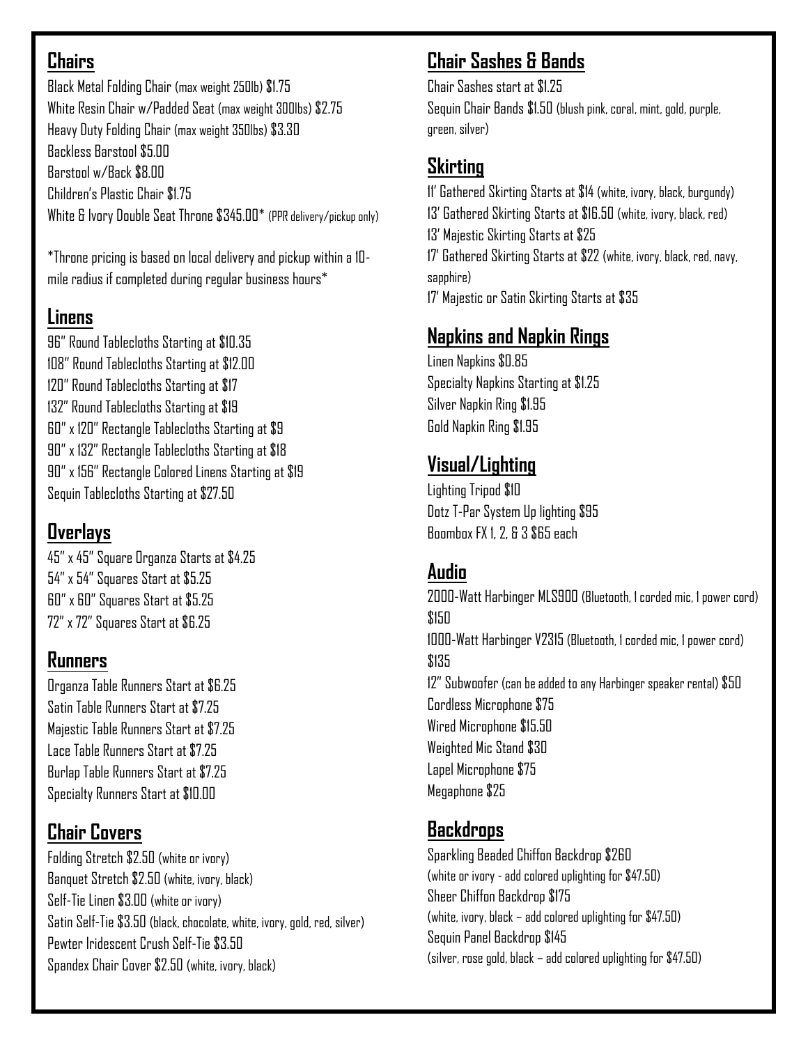## Chairs

Black Metal Folding Chair (max weight 250lb) $1.75
White Resin Chair w/Padded Seat (max weight 300lbs) $2.75
Heavy Duty Folding Chair (max weight 350lbs) $3.30
Backless Barstool $5.00
Barstool w/Back $8.00
Children's Plastic Chair $1.75
White & Ivory Double Seat Throne $345.00* (PPR delivery/pickup only)

*Throne pricing is based on local delivery and pickup within a 10-mile radius if completed during regular business hours*

## Linens

96" Round Tablecloths Starting at $10.35
108" Round Tablecloths Starting at $12.00
120" Round Tablecloths Starting at $17
132" Round Tablecloths Starting at $19
60" x 120" Rectangle Tablecloths Starting at $9
90" x 132" Rectangle Tablecloths Starting at $18
90" x 156" Rectangle Colored Linens Starting at $19
Sequin Tablecloths Starting at $27.50

## Overlays

45" x 45" Square Organza Starts at $4.25
54" x 54" Squares Start at $5.25
60" x 60" Squares Start at $5.25
72" x 72" Squares Start at $6.25

## Runners

Organza Table Runners Start at $6.25
Satin Table Runners Start at $7.25
Majestic Table Runners Start at $7.25
Lace Table Runners Start at $7.25
Burlap Table Runners Start at $7.25
Specialty Runners Start at $10.00

## Chair Covers

Folding Stretch $2.50 (white or ivory)
Banquet Stretch $2.50 (white, ivory, black)
Self-Tie Linen $3.00 (white or ivory)
Satin Self-Tie $3.50 (black, chocolate, white, ivory, gold, red, silver)
Pewter Iridescent Crush Self-Tie $3.50
Spandex Chair Cover $2.50 (white, ivory, black)

## Chair Sashes & Bands

Chair Sashes start at $1.25
Sequin Chair Bands $1.50 (blush pink, coral, mint, gold, purple, green, silver)

## Skirting

11' Gathered Skirting Starts at $14 (white, ivory, black, burgundy)
13' Gathered Skirting Starts at $16.50 (white, ivory, black, red)
13' Majestic Skirting Starts at $25
17' Gathered Skirting Starts at $22 (white, ivory, black, red, navy, sapphire)
17' Majestic or Satin Skirting Starts at $35

## Napkins and Napkin Rings

Linen Napkins $0.85
Specialty Napkins Starting at $1.25
Silver Napkin Ring $1.95
Gold Napkin Ring $1.95

## Visual/Lighting

Lighting Tripod $10
Dotz T-Par System Up lighting $95
Boombox FX 1, 2, & 3 $65 each

## Audio

2000-Watt Harbinger MLS900 (Bluetooth, 1 corded mic, 1 power cord) $150
1000-Watt Harbinger V2315 (Bluetooth, 1 corded mic, 1 power cord) $135
12" Subwoofer (can be added to any Harbinger speaker rental) $50
Cordless Microphone $75
Wired Microphone $15.50
Weighted Mic Stand $30
Lapel Microphone $75
Megaphone $25

## Backdrops

Sparkling Beaded Chiffon Backdrop $260
(white or ivory - add colored uplighting for $47.50)
Sheer Chiffon Backdrop $175
(white, ivory, black – add colored uplighting for $47.50)
Sequin Panel Backdrop $145
(silver, rose gold, black – add colored uplighting for $47.50)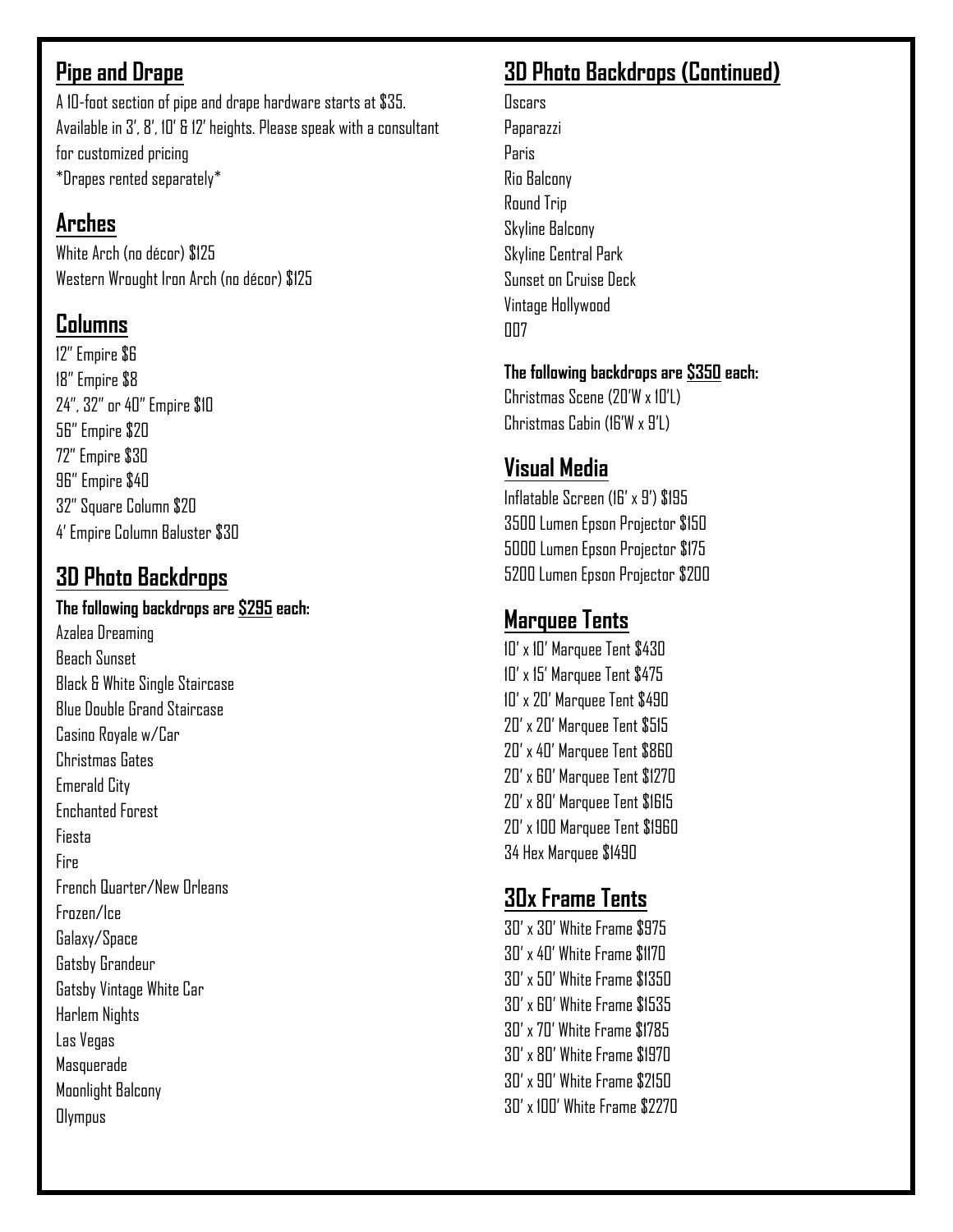## Pipe and Drape

A 10-foot section of pipe and drape hardware starts at $35. Available in 3', 8', 10' & 12' heights. Please speak with a consultant for customized pricing

*Drapes rented separately*

## Arches

White Arch (no décor) $125
Western Wrought Iron Arch (no décor) $125

## Columns

12" Empire $6
18" Empire $8
24", 32" or 40" Empire $10
56" Empire $20
72" Empire $30
96" Empire $40
32" Square Column $20
4' Empire Column Baluster $30

## 3D Photo Backdrops

**The following backdrops are $295 each:**

Azalea Dreaming
Beach Sunset
Black & White Single Staircase
Blue Double Grand Staircase
Casino Royale w/Car
Christmas Gates
Emerald City
Enchanted Forest
Fiesta
Fire
French Quarter/New Orleans
Frozen/Ice
Galaxy/Space
Gatsby Grandeur
Gatsby Vintage White Car
Harlem Nights
Las Vegas
Masquerade
Moonlight Balcony
Olympus

## 3D Photo Backdrops (Continued)

Oscars
Paparazzi
Paris
Rio Balcony
Round Trip
Skyline Balcony
Skyline Central Park
Sunset on Cruise Deck
Vintage Hollywood
007

**The following backdrops are $350 each:**

Christmas Scene (20'W x 10'L)
Christmas Cabin (16'W x 9'L)

## Visual Media

Inflatable Screen (16' x 9') $195
3500 Lumen Epson Projector $150
5000 Lumen Epson Projector $175
5200 Lumen Epson Projector $200

## Marquee Tents

10' x 10' Marquee Tent $430
10' x 15' Marquee Tent $475
10' x 20' Marquee Tent $490
20' x 20' Marquee Tent $515
20' x 40' Marquee Tent $860
20' x 60' Marquee Tent $1270
20' x 80' Marquee Tent $1615
20' x 100 Marquee Tent $1960
34 Hex Marquee $1490

## 30x Frame Tents

30' x 30' White Frame $975
30' x 40' White Frame $1170
30' x 50' White Frame $1350
30' x 60' White Frame $1535
30' x 70' White Frame $1785
30' x 80' White Frame $1970
30' x 90' White Frame $2150
30' x 100' White Frame $2270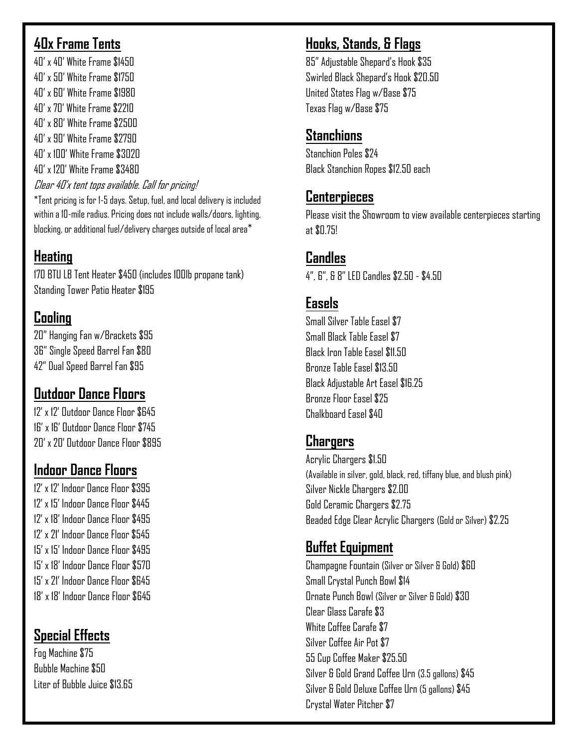## 40x Frame Tents

40' x 40' White Frame $1450
40' x 50' White Frame $1750
40' x 60' White Frame $1980
40' x 70' White Frame $2210
40' x 80' White Frame $2500
40' x 90' White Frame $2790
40' x 100' White Frame $3020
40' x 120' White Frame $3480

*Clear 40'x tent tops available. Call for pricing!*

*Tent pricing is for 1-5 days. Setup, fuel, and local delivery is included within a 10-mile radius. Pricing does not include walls/doors, lighting, blocking, or additional fuel/delivery charges outside of local area*

## Heating

170 BTU LB Tent Heater $450 (includes 100lb propane tank)
Standing Tower Patio Heater $195

## Cooling

20" Hanging Fan w/Brackets $95
36" Single Speed Barrel Fan $80
42" Dual Speed Barrel Fan $95

## Outdoor Dance Floors

12' x 12' Outdoor Dance Floor $645
16' x 16' Outdoor Dance Floor $745
20' x 20' Outdoor Dance Floor $895

## Indoor Dance Floors

12' x 12' Indoor Dance Floor $395
12' x 15' Indoor Dance Floor $445
12' x 18' Indoor Dance Floor $495
12' x 21' Indoor Dance Floor $545
15' x 15' Indoor Dance Floor $495
15' x 18' Indoor Dance Floor $570
15' x 21' Indoor Dance Floor $645
18' x 18' Indoor Dance Floor $645

## Special Effects

Fog Machine $75
Bubble Machine $50
Liter of Bubble Juice $13.65

## Hooks, Stands, & Flags

85" Adjustable Shepard's Hook $35
Swirled Black Shepard's Hook $20.50
United States Flag w/Base $75
Texas Flag w/Base $75

## Stanchions

Stanchion Poles $24
Black Stanchion Ropes $12.50 each

## Centerpieces

Please visit the Showroom to view available centerpieces starting at $0.75!

## Candles

4", 6", & 8" LED Candles $2.50 - $4.50

## Easels

Small Silver Table Easel $7
Small Black Table Easel $7
Black Iron Table Easel $11.50
Bronze Table Easel $13.50
Black Adjustable Art Easel $16.25
Bronze Floor Easel $25
Chalkboard Easel $40

## Chargers

Acrylic Chargers $1.50
(Available in silver, gold, black, red, tiffany blue, and blush pink)
Silver Nickle Chargers $2.00
Gold Ceramic Chargers $2.75
Beaded Edge Clear Acrylic Chargers (Gold or Silver) $2.25

## Buffet Equipment

Champagne Fountain (Silver or Silver & Gold) $60
Small Crystal Punch Bowl $14
Ornate Punch Bowl (Silver or Silver & Gold) $30
Clear Glass Carafe $3
White Coffee Carafe $7
Silver Coffee Air Pot $7
55 Cup Coffee Maker $25.50
Silver & Gold Grand Coffee Urn (3.5 gallons) $45
Silver & Gold Deluxe Coffee Urn (5 gallons) $45
Crystal Water Pitcher $7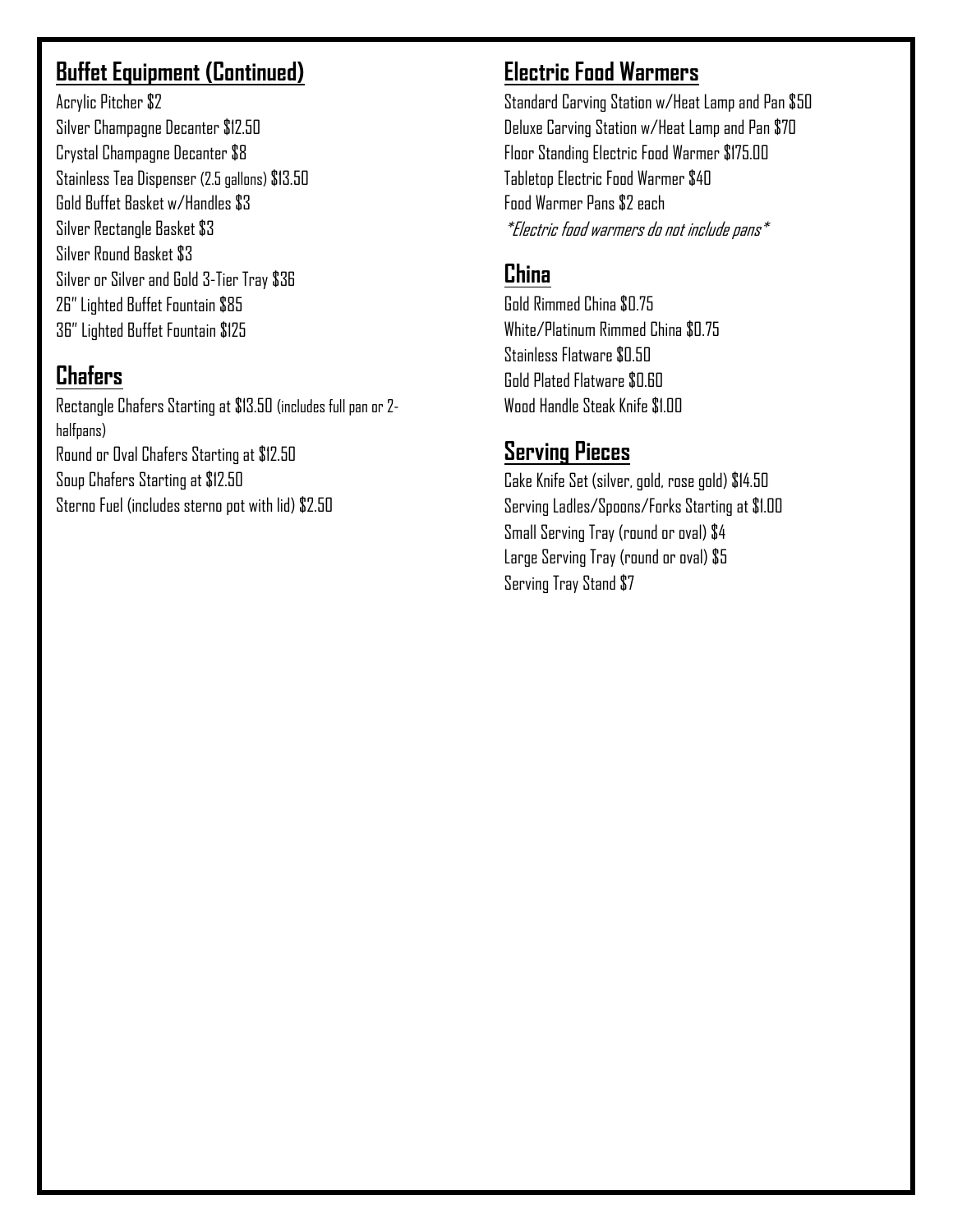## Buffet Equipment (Continued)

Acrylic Pitcher $2
Silver Champagne Decanter $12.50
Crystal Champagne Decanter $8
Stainless Tea Dispenser (2.5 gallons) $13.50
Gold Buffet Basket w/Handles $3
Silver Rectangle Basket $3
Silver Round Basket $3
Silver or Silver and Gold 3-Tier Tray $36
26" Lighted Buffet Fountain $85
36" Lighted Buffet Fountain $125

## Chafers

Rectangle Chafers Starting at $13.50 (includes full pan or 2-halfpans)
Round or Oval Chafers Starting at $12.50
Soup Chafers Starting at $12.50
Sterno Fuel (includes sterno pot with lid) $2.50

## Electric Food Warmers

Standard Carving Station w/Heat Lamp and Pan $50
Deluxe Carving Station w/Heat Lamp and Pan $70
Floor Standing Electric Food Warmer $175.00
Tabletop Electric Food Warmer $40
Food Warmer Pans $2 each
*\*Electric food warmers do not include pans\**

## China

Gold Rimmed China $0.75
White/Platinum Rimmed China $0.75
Stainless Flatware $0.50
Gold Plated Flatware $0.60
Wood Handle Steak Knife $1.00

## Serving Pieces

Cake Knife Set (silver, gold, rose gold) $14.50
Serving Ladles/Spoons/Forks Starting at $1.00
Small Serving Tray (round or oval) $4
Large Serving Tray (round or oval) $5
Serving Tray Stand $7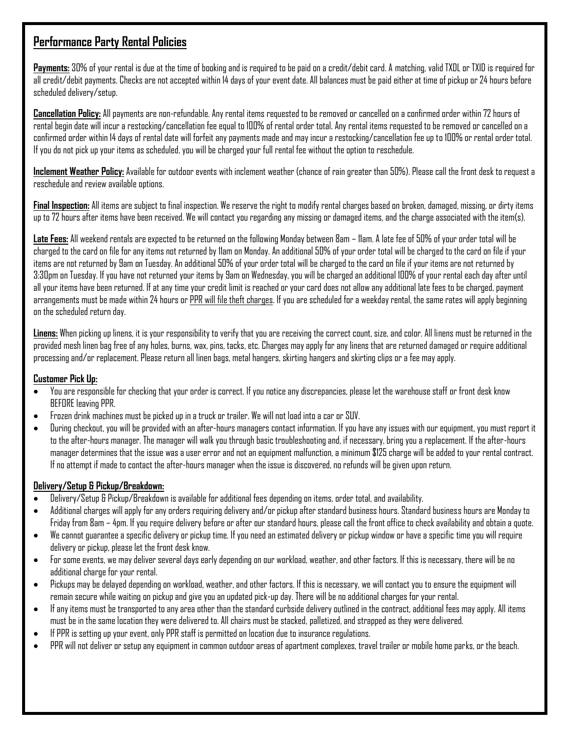## Performance Party Rental Policies

**Payments:** 30% of your rental is due at the time of booking and is required to be paid on a credit/debit card. A matching, valid TXDL or TXID is required for all credit/debit payments. Checks are not accepted within 14 days of your event date. All balances must be paid either at time of pickup or 24 hours before scheduled delivery/setup.

**Cancellation Policy:** All payments are non-refundable. Any rental items requested to be removed or cancelled on a confirmed order within 72 hours of rental begin date will incur a restocking/cancellation fee equal to 100% of rental order total. Any rental items requested to be removed or cancelled on a confirmed order within 14 days of rental date will forfeit any payments made and may incur a restocking/cancellation fee up to 100% or rental order total. If you do not pick up your items as scheduled, you will be charged your full rental fee without the option to reschedule.

**Inclement Weather Policy:** Available for outdoor events with inclement weather (chance of rain greater than 50%). Please call the front desk to request a reschedule and review available options.

**Final Inspection:** All items are subject to final inspection. We reserve the right to modify rental charges based on broken, damaged, missing, or dirty items up to 72 hours after items have been received. We will contact you regarding any missing or damaged items, and the charge associated with the item(s).

**Late Fees:** All weekend rentals are expected to be returned on the following Monday between 8am – 11am. A late fee of 50% of your order total will be charged to the card on file for any items not returned by 11am on Monday. An additional 50% of your order total will be charged to the card on file if your items are not returned by 9am on Tuesday. An additional 50% of your order total will be charged to the card on file if your items are not returned by 3:30pm on Tuesday. If you have not returned your items by 9am on Wednesday, you will be charged an additional 100% of your rental each day after until all your items have been returned. If at any time your credit limit is reached or your card does not allow any additional late fees to be charged, payment arrangements must be made within 24 hours or PPR will file theft charges. If you are scheduled for a weekday rental, the same rates will apply beginning on the scheduled return day.

**Linens:** When picking up linens, it is your responsibility to verify that you are receiving the correct count, size, and color. All linens must be returned in the provided mesh linen bag free of any holes, burns, wax, pins, tacks, etc. Charges may apply for any linens that are returned damaged or require additional processing and/or replacement. Please return all linen bags, metal hangers, skirting hangers and skirting clips or a fee may apply.

**Customer Pick Up:**

- You are responsible for checking that your order is correct. If you notice any discrepancies, please let the warehouse staff or front desk know BEFORE leaving PPR.
- Frozen drink machines must be picked up in a truck or trailer. We will not load into a car or SUV.
- During checkout, you will be provided with an after-hours managers contact information. If you have any issues with our equipment, you must report it to the after-hours manager. The manager will walk you through basic troubleshooting and, if necessary, bring you a replacement. If the after-hours manager determines that the issue was a user error and not an equipment malfunction, a minimum $125 charge will be added to your rental contract. If no attempt if made to contact the after-hours manager when the issue is discovered, no refunds will be given upon return.

**Delivery/Setup & Pickup/Breakdown:**

- Delivery/Setup & Pickup/Breakdown is available for additional fees depending on items, order total, and availability.
- Additional charges will apply for any orders requiring delivery and/or pickup after standard business hours. Standard business hours are Monday to Friday from 8am – 4pm. If you require delivery before or after our standard hours, please call the front office to check availability and obtain a quote.
- We cannot guarantee a specific delivery or pickup time. If you need an estimated delivery or pickup window or have a specific time you will require delivery or pickup, please let the front desk know.
- For some events, we may deliver several days early depending on our workload, weather, and other factors. If this is necessary, there will be no additional charge for your rental.
- Pickups may be delayed depending on workload, weather, and other factors. If this is necessary, we will contact you to ensure the equipment will remain secure while waiting on pickup and give you an updated pick-up day. There will be no additional charges for your rental.
- If any items must be transported to any area other than the standard curbside delivery outlined in the contract, additional fees may apply. All items must be in the same location they were delivered to. All chairs must be stacked, palletized, and strapped as they were delivered.
- If PPR is setting up your event, only PPR staff is permitted on location due to insurance regulations.
- PPR will not deliver or setup any equipment in common outdoor areas of apartment complexes, travel trailer or mobile home parks, or the beach.